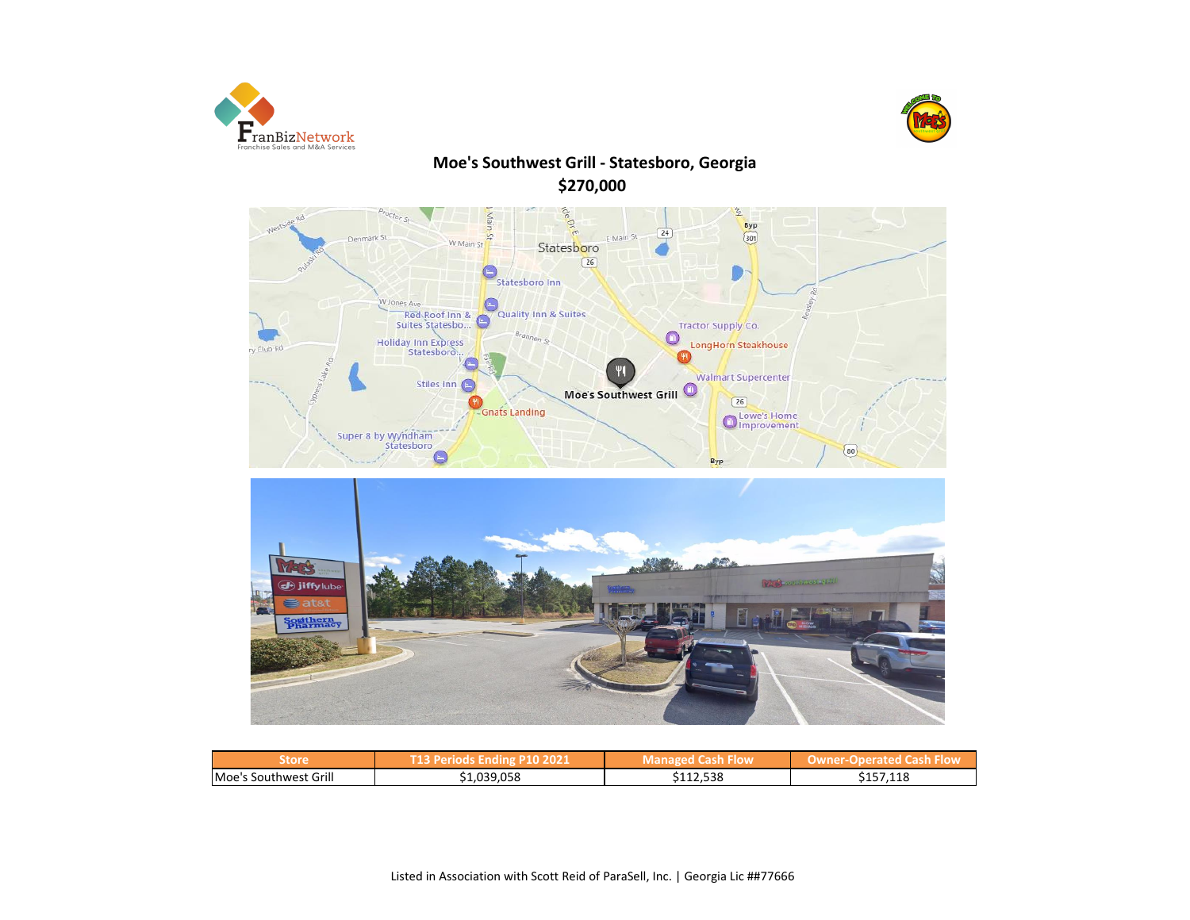# Moe's Southwest Grill - Statesboro, Georgia

## $270,000

| Store | T13 Periods Ending P10 2021 | Managed Cash Flow | Owner-Operated Cash Flow |
|---|---|---|---|
| Moe's Southwest Grill | $1,039,058 | $112,538 | $157,118 |

Listed in Association with Scott Reid of ParaSell, Inc. | Georgia Lic ##77666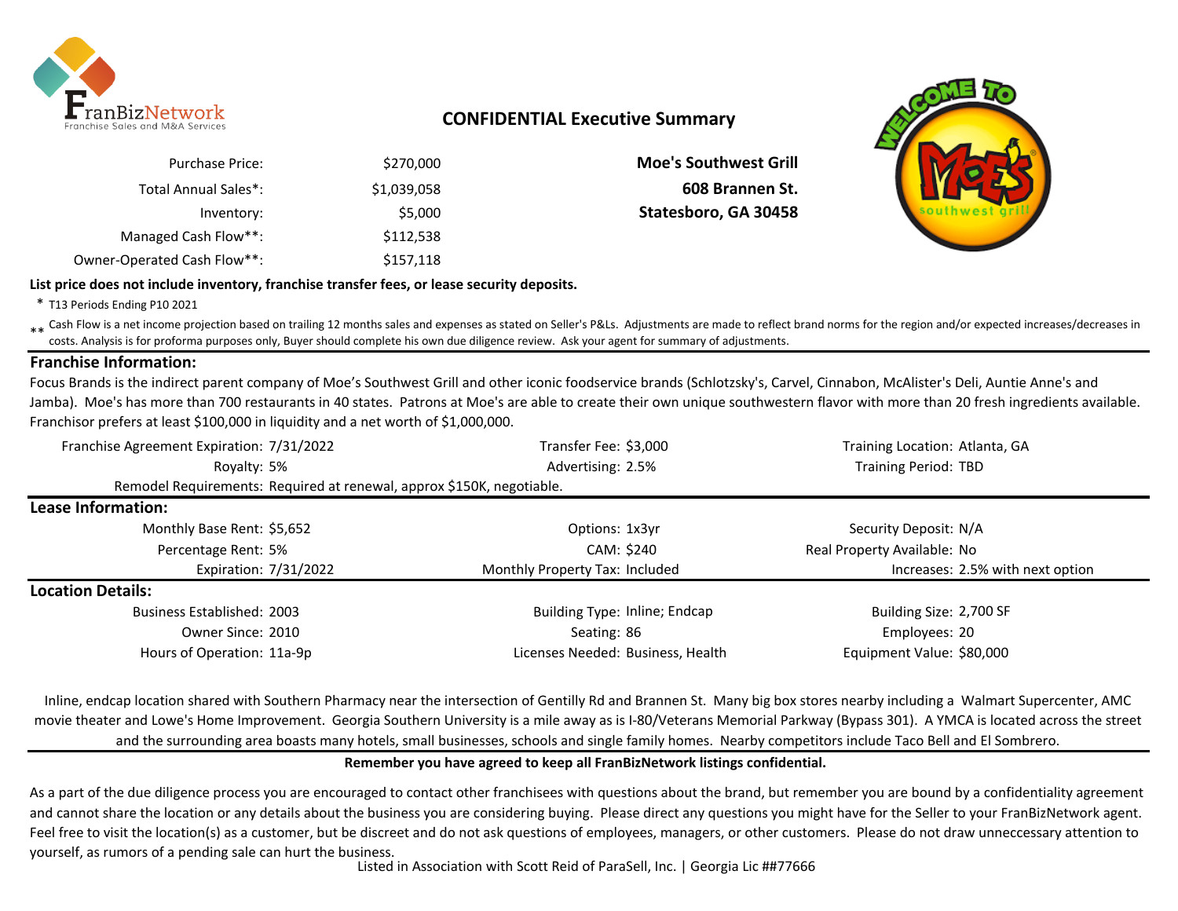FranBizNetwork
Franchise Sales and M&A Services

## CONFIDENTIAL Executive Summary

| | |
|---|---|
| Purchase Price: | $270,000 |
| Total Annual Sales*: | $1,039,058 |
| Inventory: | $5,000 |
| Managed Cash Flow**: | $112,538 |
| Owner-Operated Cash Flow**: | $157,118 |

**Moe's Southwest Grill**
**608 Brannen St.**
**Statesboro, GA 30458**

**List price does not include inventory, franchise transfer fees, or lease security deposits.**

\* T13 Periods Ending P10 2021

** Cash Flow is a net income projection based on trailing 12 months sales and expenses as stated on Seller's P&Ls. Adjustments are made to reflect brand norms for the region and/or expected increases/decreases in costs. Analysis is for proforma purposes only, Buyer should complete his own due diligence review. Ask your agent for summary of adjustments.

### Franchise Information:

Focus Brands is the indirect parent company of Moe's Southwest Grill and other iconic foodservice brands (Schlotzsky's, Carvel, Cinnabon, McAlister's Deli, Auntie Anne's and Jamba). Moe's has more than 700 restaurants in 40 states. Patrons at Moe's are able to create their own unique southwestern flavor with more than 20 fresh ingredients available. Franchisor prefers at least $100,000 in liquidity and a net worth of $1,000,000.

| | | | | | |
|---|---|---|---|---|---|
| Franchise Agreement Expiration: | 7/31/2022 | Transfer Fee: | $3,000 | Training Location: | Atlanta, GA |
| Royalty: | 5% | Advertising: | 2.5% | Training Period: | TBD |
| Remodel Requirements: | Required at renewal, approx $150K, negotiable. | | | | |

### Lease Information:

| | | | | | |
|---|---|---|---|---|---|
| Monthly Base Rent: | $5,652 | Options: | 1x3yr | Security Deposit: | N/A |
| Percentage Rent: | 5% | CAM: | $240 | Real Property Available: | No |
| Expiration: | 7/31/2022 | Monthly Property Tax: | Included | Increases: | 2.5% with next option |

### Location Details:

| | | | | | |
|---|---|---|---|---|---|
| Business Established: | 2003 | Building Type: | Inline; Endcap | Building Size: | 2,700 SF |
| Owner Since: | 2010 | Seating: | 86 | Employees: | 20 |
| Hours of Operation: | 11a-9p | Licenses Needed: | Business, Health | Equipment Value: | $80,000 |

Inline, endcap location shared with Southern Pharmacy near the intersection of Gentilly Rd and Brannen St. Many big box stores nearby including a Walmart Supercenter, AMC movie theater and Lowe's Home Improvement. Georgia Southern University is a mile away as is I-80/Veterans Memorial Parkway (Bypass 301). A YMCA is located across the street and the surrounding area boasts many hotels, small businesses, schools and single family homes. Nearby competitors include Taco Bell and El Sombrero.

**Remember you have agreed to keep all FranBizNetwork listings confidential.**

As a part of the due diligence process you are encouraged to contact other franchisees with questions about the brand, but remember you are bound by a confidentiality agreement and cannot share the location or any details about the business you are considering buying. Please direct any questions you might have for the Seller to your FranBizNetwork agent. Feel free to visit the location(s) as a customer, but be discreet and do not ask questions of employees, managers, or other customers. Please do not draw unneccessary attention to yourself, as rumors of a pending sale can hurt the business.

Listed in Association with Scott Reid of ParaSell, Inc. | Georgia Lic ##77666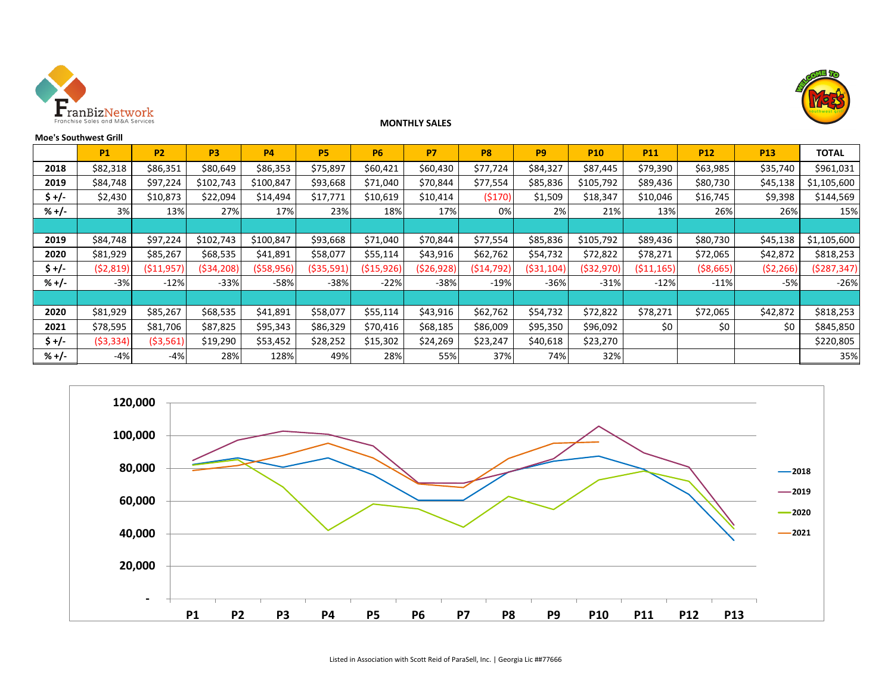**MONTHLY SALES**

**Moe's Southwest Grill**

| | P1 | P2 | P3 | P4 | P5 | P6 | P7 | P8 | P9 | P10 | P11 | P12 | P13 | TOTAL |
|---|---|---|---|---|---|---|---|---|---|---|---|---|---|---|
| 2018 | $82,318 | $86,351 | $80,649 | $86,353 | $75,897 | $60,421 | $60,430 | $77,724 | $84,327 | $87,445 | $79,390 | $63,985 | $35,740 | $961,031 |
| 2019 | $84,748 | $97,224 | $102,743 | $100,847 | $93,668 | $71,040 | $70,844 | $77,554 | $85,836 | $105,792 | $89,436 | $80,730 | $45,138 | $1,105,600 |
| $ +/- | $2,430 | $10,873 | $22,094 | $14,494 | $17,771 | $10,619 | $10,414 | ($170) | $1,509 | $18,347 | $10,046 | $16,745 | $9,398 | $144,569 |
| % +/- | 3% | 13% | 27% | 17% | 23% | 18% | 17% | 0% | 2% | 21% | 13% | 26% | 26% | 15% |
| | | | | | | | | | | | | | | |
| 2019 | $84,748 | $97,224 | $102,743 | $100,847 | $93,668 | $71,040 | $70,844 | $77,554 | $85,836 | $105,792 | $89,436 | $80,730 | $45,138 | $1,105,600 |
| 2020 | $81,929 | $85,267 | $68,535 | $41,891 | $58,077 | $55,114 | $43,916 | $62,762 | $54,732 | $72,822 | $78,271 | $72,065 | $42,872 | $818,253 |
| $ +/- | ($2,819) | ($11,957) | ($34,208) | ($58,956) | ($35,591) | ($15,926) | ($26,928) | ($14,792) | ($31,104) | ($32,970) | ($11,165) | ($8,665) | ($2,266) | ($287,347) |
| % +/- | -3% | -12% | -33% | -58% | -38% | -22% | -38% | -19% | -36% | -31% | -12% | -11% | -5% | -26% |
| | | | | | | | | | | | | | | |
| 2020 | $81,929 | $85,267 | $68,535 | $41,891 | $58,077 | $55,114 | $43,916 | $62,762 | $54,732 | $72,822 | $78,271 | $72,065 | $42,872 | $818,253 |
| 2021 | $78,595 | $81,706 | $87,825 | $95,343 | $86,329 | $70,416 | $68,185 | $86,009 | $95,350 | $96,092 | $0 | $0 | $0 | $845,850 |
| $ +/- | ($3,334) | ($3,561) | $19,290 | $53,452 | $28,252 | $15,302 | $24,269 | $23,247 | $40,618 | $23,270 | | | | $220,805 |
| % +/- | -4% | -4% | 28% | 128% | 49% | 28% | 55% | 37% | 74% | 32% | | | | 35% |

Listed in Association with Scott Reid of ParaSell, Inc. | Georgia Lic ##77666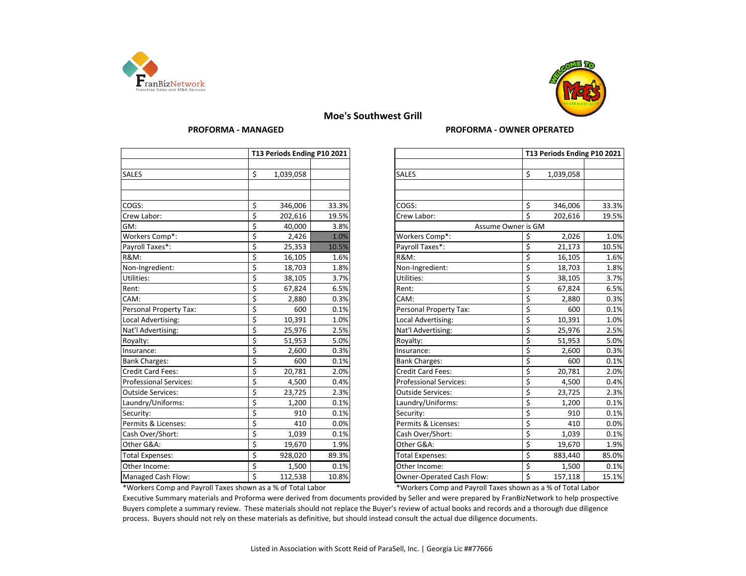## Moe's Southwest Grill

### PROFORMA - MANAGED

| | T13 Periods Ending P10 2021 | | |
|---|---|---|---|
| SALES | $ | 1,039,058 | |
| COGS: | $ | 346,006 | 33.3% |
| Crew Labor: | $ | 202,616 | 19.5% |
| GM: | $ | 40,000 | 3.8% |
| Workers Comp*: | $ | 2,426 | 1.0% |
| Payroll Taxes*: | $ | 25,353 | 10.5% |
| R&M: | $ | 16,105 | 1.6% |
| Non-Ingredient: | $ | 18,703 | 1.8% |
| Utilities: | $ | 38,105 | 3.7% |
| Rent: | $ | 67,824 | 6.5% |
| CAM: | $ | 2,880 | 0.3% |
| Personal Property Tax: | $ | 600 | 0.1% |
| Local Advertising: | $ | 10,391 | 1.0% |
| Nat'l Advertising: | $ | 25,976 | 2.5% |
| Royalty: | $ | 51,953 | 5.0% |
| Insurance: | $ | 2,600 | 0.3% |
| Bank Charges: | $ | 600 | 0.1% |
| Credit Card Fees: | $ | 20,781 | 2.0% |
| Professional Services: | $ | 4,500 | 0.4% |
| Outside Services: | $ | 23,725 | 2.3% |
| Laundry/Uniforms: | $ | 1,200 | 0.1% |
| Security: | $ | 910 | 0.1% |
| Permits & Licenses: | $ | 410 | 0.0% |
| Cash Over/Short: | $ | 1,039 | 0.1% |
| Other G&A: | $ | 19,670 | 1.9% |
| Total Expenses: | $ | 928,020 | 89.3% |
| Other Income: | $ | 1,500 | 0.1% |
| Managed Cash Flow: | $ | 112,538 | 10.8% |

*Workers Comp and Payroll Taxes shown as a % of Total Labor

### PROFORMA - OWNER OPERATED

| | T13 Periods Ending P10 2021 | | |
|---|---|---|---|
| SALES | $ | 1,039,058 | |
| COGS: | $ | 346,006 | 33.3% |
| Crew Labor: | $ | 202,616 | 19.5% |
| Assume Owner is GM | | | |
| Workers Comp*: | $ | 2,026 | 1.0% |
| Payroll Taxes*: | $ | 21,173 | 10.5% |
| R&M: | $ | 16,105 | 1.6% |
| Non-Ingredient: | $ | 18,703 | 1.8% |
| Utilities: | $ | 38,105 | 3.7% |
| Rent: | $ | 67,824 | 6.5% |
| CAM: | $ | 2,880 | 0.3% |
| Personal Property Tax: | $ | 600 | 0.1% |
| Local Advertising: | $ | 10,391 | 1.0% |
| Nat'l Advertising: | $ | 25,976 | 2.5% |
| Royalty: | $ | 51,953 | 5.0% |
| Insurance: | $ | 2,600 | 0.3% |
| Bank Charges: | $ | 600 | 0.1% |
| Credit Card Fees: | $ | 20,781 | 2.0% |
| Professional Services: | $ | 4,500 | 0.4% |
| Outside Services: | $ | 23,725 | 2.3% |
| Laundry/Uniforms: | $ | 1,200 | 0.1% |
| Security: | $ | 910 | 0.1% |
| Permits & Licenses: | $ | 410 | 0.0% |
| Cash Over/Short: | $ | 1,039 | 0.1% |
| Other G&A: | $ | 19,670 | 1.9% |
| Total Expenses: | $ | 883,440 | 85.0% |
| Other Income: | $ | 1,500 | 0.1% |
| Owner-Operated Cash Flow: | $ | 157,118 | 15.1% |

*Workers Comp and Payroll Taxes shown as a % of Total Labor

Executive Summary materials and Proforma were derived from documents provided by Seller and were prepared by FranBizNetwork to help prospective Buyers complete a summary review. These materials should not replace the Buyer's review of actual books and records and a thorough due diligence process. Buyers should not rely on these materials as definitive, but should instead consult the actual due diligence documents.

Listed in Association with Scott Reid of ParaSell, Inc. | Georgia Lic ##77666